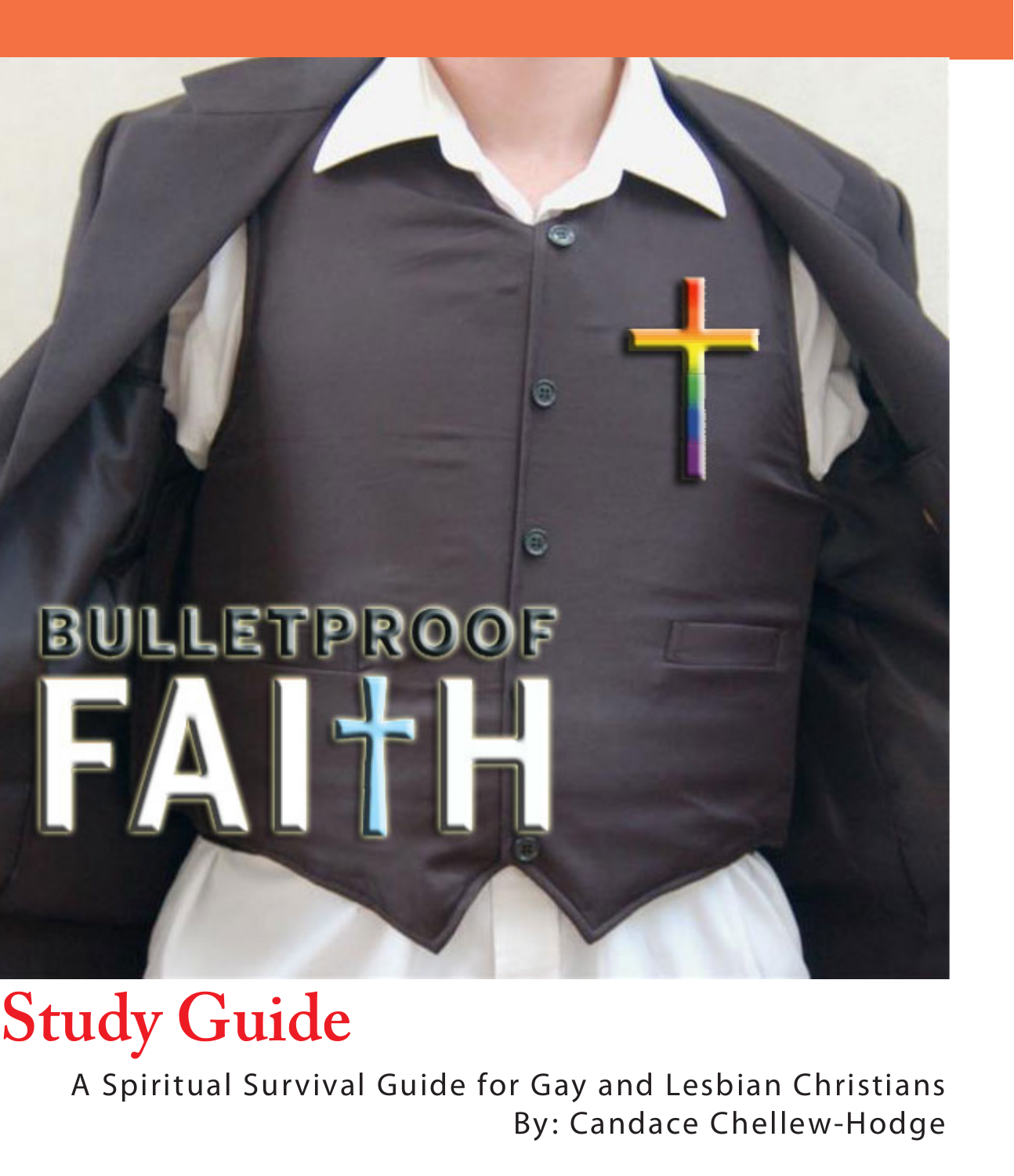# BULLETPROOF FAITH

## Study Guide

A Spiritual Survival Guide for Gay and Lesbian Christians

By: Candace Chellew-Hodge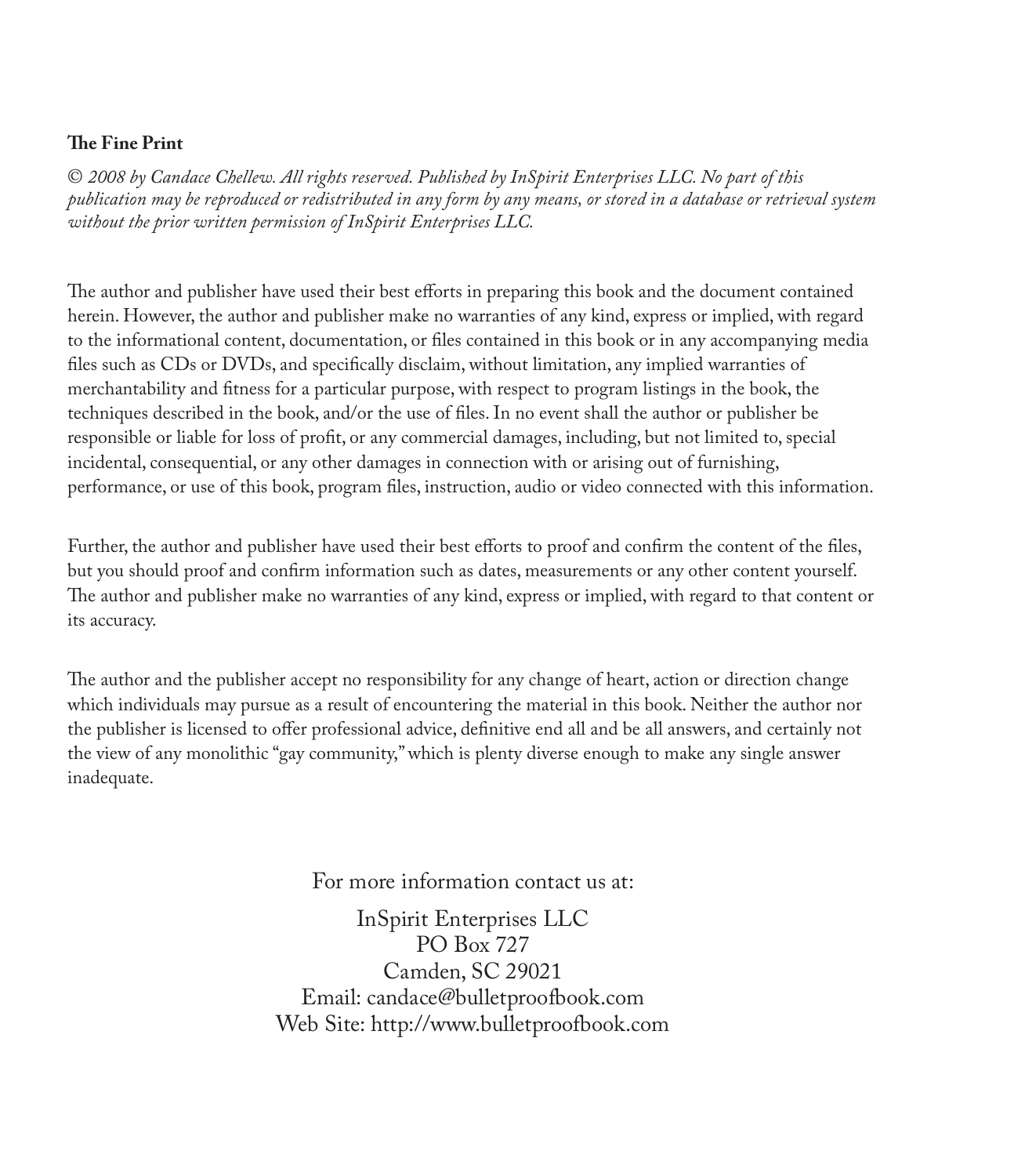**The Fine Print**

*© 2008 by Candace Chellew. All rights reserved. Published by InSpirit Enterprises LLC. No part of this publication may be reproduced or redistributed in any form by any means, or stored in a database or retrieval system without the prior written permission of InSpirit Enterprises LLC.*

The author and publisher have used their best efforts in preparing this book and the document contained herein. However, the author and publisher make no warranties of any kind, express or implied, with regard to the informational content, documentation, or files contained in this book or in any accompanying media files such as CDs or DVDs, and specifically disclaim, without limitation, any implied warranties of merchantability and fitness for a particular purpose, with respect to program listings in the book, the techniques described in the book, and/or the use of files. In no event shall the author or publisher be responsible or liable for loss of profit, or any commercial damages, including, but not limited to, special incidental, consequential, or any other damages in connection with or arising out of furnishing, performance, or use of this book, program files, instruction, audio or video connected with this information.

Further, the author and publisher have used their best efforts to proof and confirm the content of the files, but you should proof and confirm information such as dates, measurements or any other content yourself. The author and publisher make no warranties of any kind, express or implied, with regard to that content or its accuracy.

The author and the publisher accept no responsibility for any change of heart, action or direction change which individuals may pursue as a result of encountering the material in this book. Neither the author nor the publisher is licensed to offer professional advice, definitive end all and be all answers, and certainly not the view of any monolithic "gay community," which is plenty diverse enough to make any single answer inadequate.

For more information contact us at:

InSpirit Enterprises LLC
PO Box 727
Camden, SC 29021
Email: candace@bulletproofbook.com
Web Site: http://www.bulletproofbook.com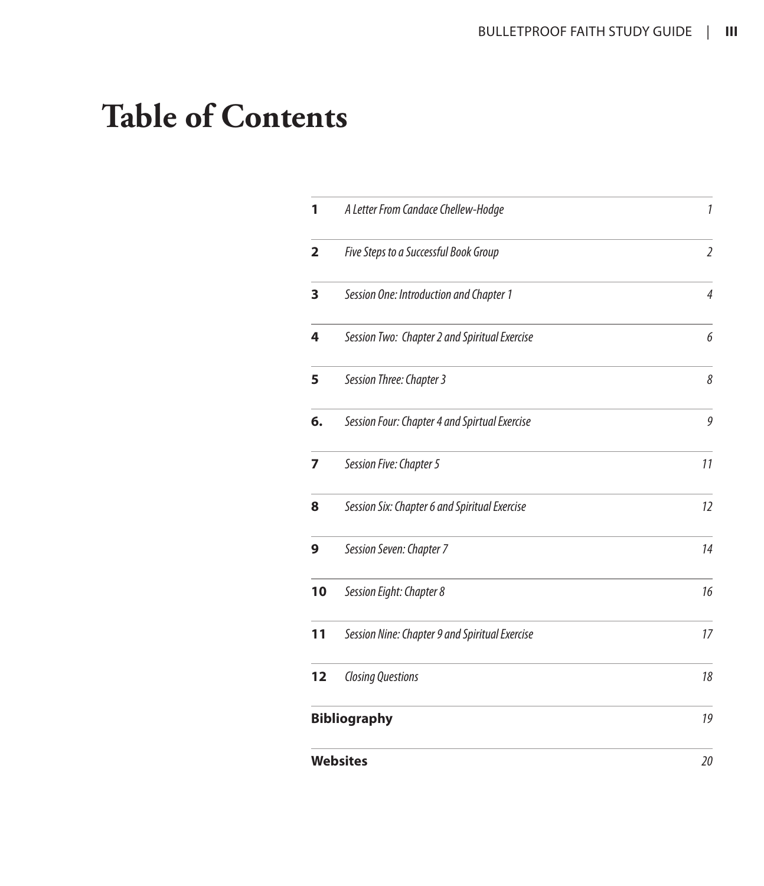# Table of Contents

| | | |
|---|---|---|
| **1** | *A Letter From Candace Chellew-Hodge* | *1* |
| **2** | *Five Steps to a Successful Book Group* | *2* |
| **3** | *Session One: Introduction and Chapter 1* | *4* |
| **4** | *Session Two:  Chapter 2 and Spiritual Exercise* | *6* |
| **5** | *Session Three: Chapter 3* | *8* |
| **6.** | *Session Four: Chapter 4 and Spirtual Exercise* | *9* |
| **7** | *Session Five: Chapter 5* | *11* |
| **8** | *Session Six: Chapter 6 and Spiritual Exercise* | *12* |
| **9** | *Session Seven: Chapter 7* | *14* |
| **10** | *Session Eight: Chapter 8* | *16* |
| **11** | *Session Nine: Chapter 9 and Spiritual Exercise* | *17* |
| **12** | *Closing Questions* | *18* |
| **Bibliography** | | *19* |
| **Websites** | | *20* |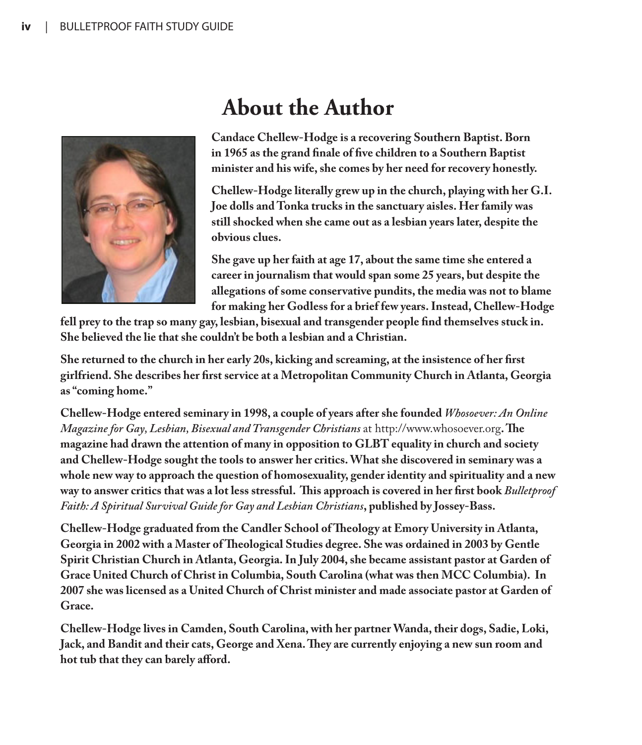# About the Author

**Candace Chellew-Hodge is a recovering Southern Baptist. Born in 1965 as the grand finale of five children to a Southern Baptist minister and his wife, she comes by her need for recovery honestly.**

**Chellew-Hodge literally grew up in the church, playing with her G.I. Joe dolls and Tonka trucks in the sanctuary aisles. Her family was still shocked when she came out as a lesbian years later, despite the obvious clues.**

**She gave up her faith at age 17, about the same time she entered a career in journalism that would span some 25 years, but despite the allegations of some conservative pundits, the media was not to blame for making her Godless for a brief few years. Instead, Chellew-Hodge fell prey to the trap so many gay, lesbian, bisexual and transgender people find themselves stuck in. She believed the lie that she couldn't be both a lesbian and a Christian.**

**She returned to the church in her early 20s, kicking and screaming, at the insistence of her first girlfriend. She describes her first service at a Metropolitan Community Church in Atlanta, Georgia as "coming home."**

**Chellew-Hodge entered seminary in 1998, a couple of years after she founded** ***Whosoever: An Online Magazine for Gay, Lesbian, Bisexual and Transgender Christians*** at http://www.whosoever.org**. The magazine had drawn the attention of many in opposition to GLBT equality in church and society and Chellew-Hodge sought the tools to answer her critics. What she discovered in seminary was a whole new way to approach the question of homosexuality, gender identity and spirituality and a new way to answer critics that was a lot less stressful. This approach is covered in her first book** ***Bulletproof Faith: A Spiritual Survival Guide for Gay and Lesbian Christians*****, published by Jossey-Bass.**

**Chellew-Hodge graduated from the Candler School of Theology at Emory University in Atlanta, Georgia in 2002 with a Master of Theological Studies degree. She was ordained in 2003 by Gentle Spirit Christian Church in Atlanta, Georgia. In July 2004, she became assistant pastor at Garden of Grace United Church of Christ in Columbia, South Carolina (what was then MCC Columbia). In 2007 she was licensed as a United Church of Christ minister and made associate pastor at Garden of Grace.**

**Chellew-Hodge lives in Camden, South Carolina, with her partner Wanda, their dogs, Sadie, Loki, Jack, and Bandit and their cats, George and Xena. They are currently enjoying a new sun room and hot tub that they can barely afford.**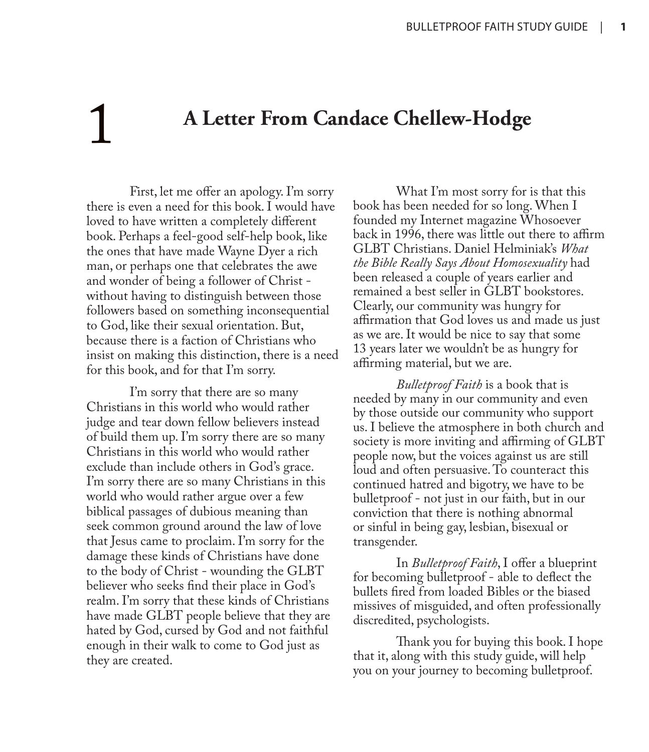# 1 A Letter From Candace Chellew-Hodge

First, let me offer an apology. I'm sorry there is even a need for this book. I would have loved to have written a completely different book. Perhaps a feel-good self-help book, like the ones that have made Wayne Dyer a rich man, or perhaps one that celebrates the awe and wonder of being a follower of Christ - without having to distinguish between those followers based on something inconsequential to God, like their sexual orientation. But, because there is a faction of Christians who insist on making this distinction, there is a need for this book, and for that I'm sorry.

I'm sorry that there are so many Christians in this world who would rather judge and tear down fellow believers instead of build them up. I'm sorry there are so many Christians in this world who would rather exclude than include others in God's grace. I'm sorry there are so many Christians in this world who would rather argue over a few biblical passages of dubious meaning than seek common ground around the law of love that Jesus came to proclaim. I'm sorry for the damage these kinds of Christians have done to the body of Christ - wounding the GLBT believer who seeks find their place in God's realm. I'm sorry that these kinds of Christians have made GLBT people believe that they are hated by God, cursed by God and not faithful enough in their walk to come to God just as they are created.

What I'm most sorry for is that this book has been needed for so long. When I founded my Internet magazine Whosoever back in 1996, there was little out there to affirm GLBT Christians. Daniel Helminiak's *What the Bible Really Says About Homosexuality* had been released a couple of years earlier and remained a best seller in GLBT bookstores. Clearly, our community was hungry for affirmation that God loves us and made us just as we are. It would be nice to say that some 13 years later we wouldn't be as hungry for affirming material, but we are.

*Bulletproof Faith* is a book that is needed by many in our community and even by those outside our community who support us. I believe the atmosphere in both church and society is more inviting and affirming of GLBT people now, but the voices against us are still loud and often persuasive. To counteract this continued hatred and bigotry, we have to be bulletproof - not just in our faith, but in our conviction that there is nothing abnormal or sinful in being gay, lesbian, bisexual or transgender.

In *Bulletproof Faith*, I offer a blueprint for becoming bulletproof - able to deflect the bullets fired from loaded Bibles or the biased missives of misguided, and often professionally discredited, psychologists.

Thank you for buying this book. I hope that it, along with this study guide, will help you on your journey to becoming bulletproof.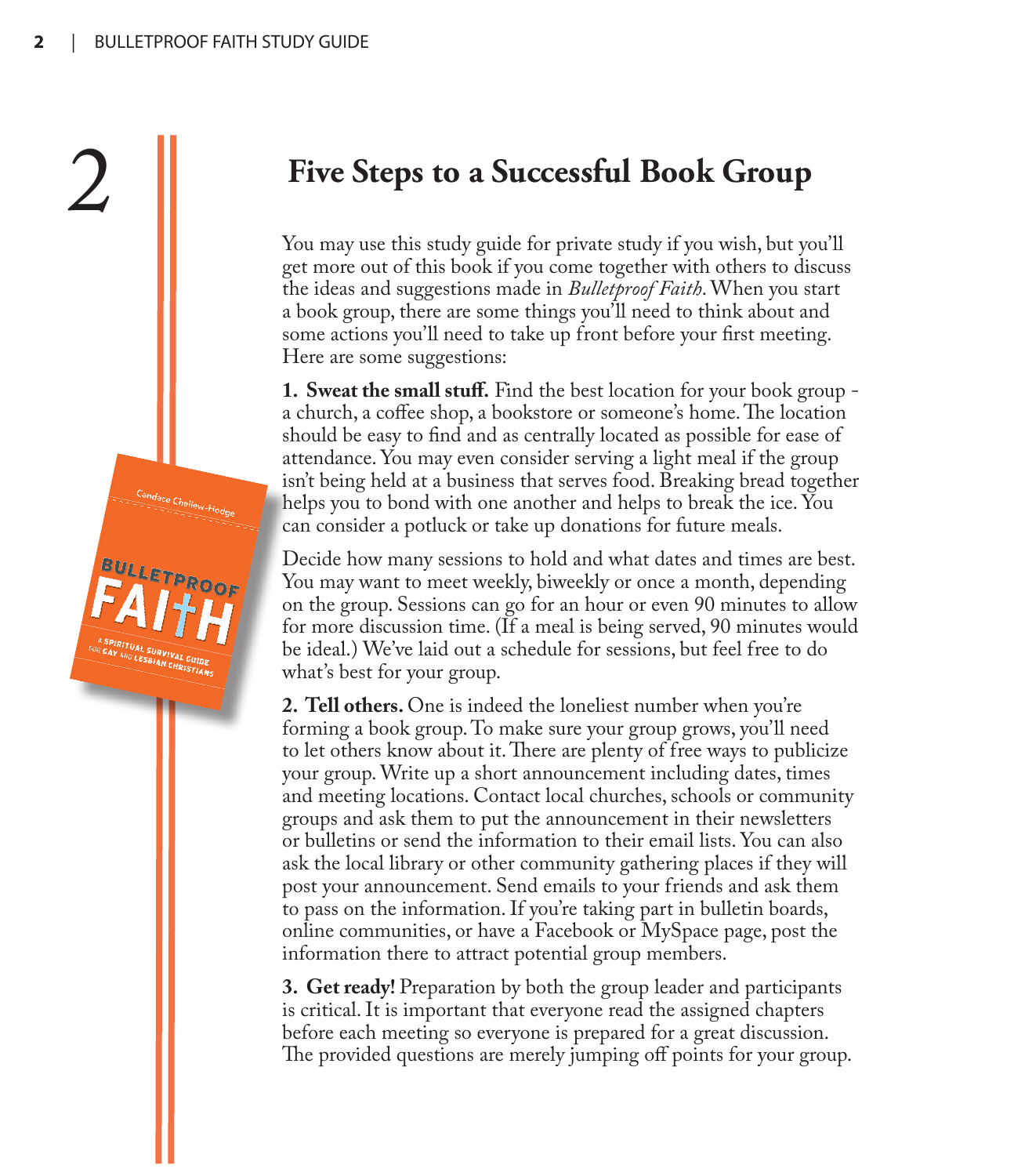2

# Five Steps to a Successful Book Group

You may use this study guide for private study if you wish, but you'll get more out of this book if you come together with others to discuss the ideas and suggestions made in *Bulletproof Faith*. When you start a book group, there are some things you'll need to think about and some actions you'll need to take up front before your first meeting. Here are some suggestions:

**1. Sweat the small stuff.** Find the best location for your book group - a church, a coffee shop, a bookstore or someone's home. The location should be easy to find and as centrally located as possible for ease of attendance. You may even consider serving a light meal if the group isn't being held at a business that serves food. Breaking bread together helps you to bond with one another and helps to break the ice. You can consider a potluck or take up donations for future meals.

Decide how many sessions to hold and what dates and times are best. You may want to meet weekly, biweekly or once a month, depending on the group. Sessions can go for an hour or even 90 minutes to allow for more discussion time. (If a meal is being served, 90 minutes would be ideal.) We've laid out a schedule for sessions, but feel free to do what's best for your group.

**2. Tell others.** One is indeed the loneliest number when you're forming a book group. To make sure your group grows, you'll need to let others know about it. There are plenty of free ways to publicize your group. Write up a short announcement including dates, times and meeting locations. Contact local churches, schools or community groups and ask them to put the announcement in their newsletters or bulletins or send the information to their email lists. You can also ask the local library or other community gathering places if they will post your announcement. Send emails to your friends and ask them to pass on the information. If you're taking part in bulletin boards, online communities, or have a Facebook or MySpace page, post the information there to attract potential group members.

**3. Get ready!** Preparation by both the group leader and participants is critical. It is important that everyone read the assigned chapters before each meeting so everyone is prepared for a great discussion. The provided questions are merely jumping off points for your group.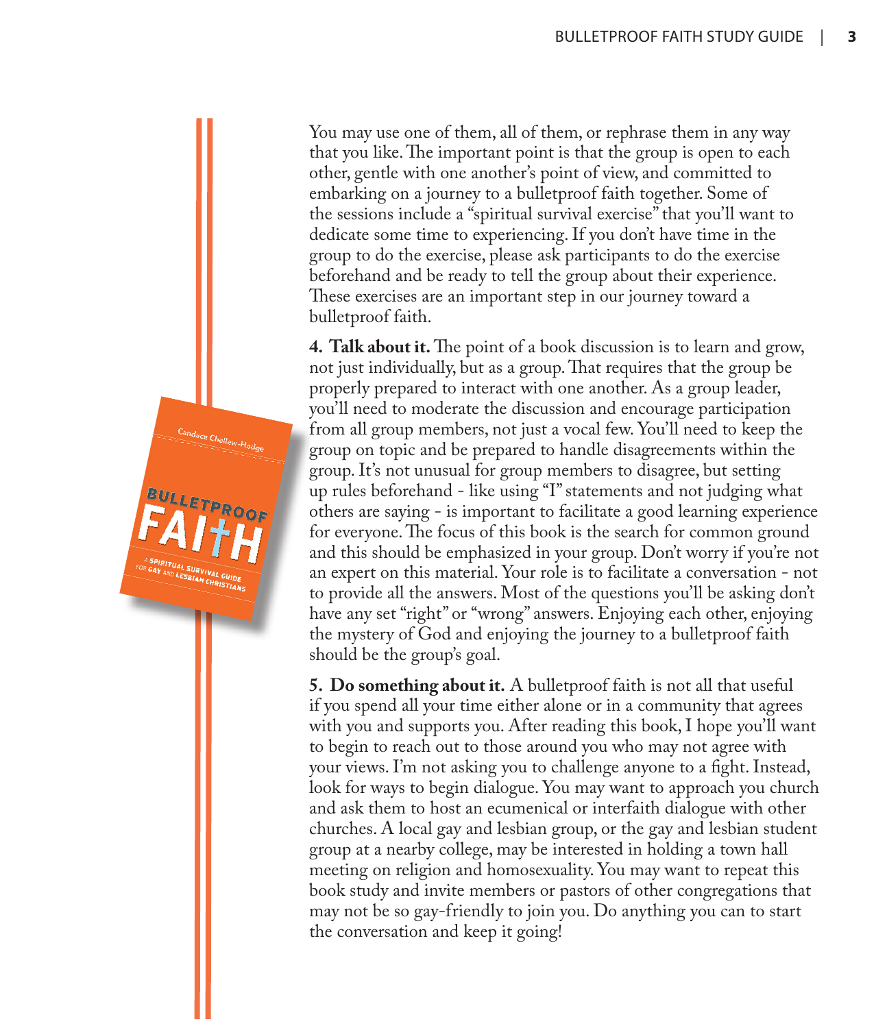You may use one of them, all of them, or rephrase them in any way that you like. The important point is that the group is open to each other, gentle with one another's point of view, and committed to embarking on a journey to a bulletproof faith together. Some of the sessions include a "spiritual survival exercise" that you'll want to dedicate some time to experiencing. If you don't have time in the group to do the exercise, please ask participants to do the exercise beforehand and be ready to tell the group about their experience. These exercises are an important step in our journey toward a bulletproof faith.

**4. Talk about it.** The point of a book discussion is to learn and grow, not just individually, but as a group. That requires that the group be properly prepared to interact with one another. As a group leader, you'll need to moderate the discussion and encourage participation from all group members, not just a vocal few. You'll need to keep the group on topic and be prepared to handle disagreements within the group. It's not unusual for group members to disagree, but setting up rules beforehand - like using "I" statements and not judging what others are saying - is important to facilitate a good learning experience for everyone. The focus of this book is the search for common ground and this should be emphasized in your group. Don't worry if you're not an expert on this material. Your role is to facilitate a conversation - not to provide all the answers. Most of the questions you'll be asking don't have any set "right" or "wrong" answers. Enjoying each other, enjoying the mystery of God and enjoying the journey to a bulletproof faith should be the group's goal.

**5. Do something about it.** A bulletproof faith is not all that useful if you spend all your time either alone or in a community that agrees with you and supports you. After reading this book, I hope you'll want to begin to reach out to those around you who may not agree with your views. I'm not asking you to challenge anyone to a fight. Instead, look for ways to begin dialogue. You may want to approach you church and ask them to host an ecumenical or interfaith dialogue with other churches. A local gay and lesbian group, or the gay and lesbian student group at a nearby college, may be interested in holding a town hall meeting on religion and homosexuality. You may want to repeat this book study and invite members or pastors of other congregations that may not be so gay-friendly to join you. Do anything you can to start the conversation and keep it going!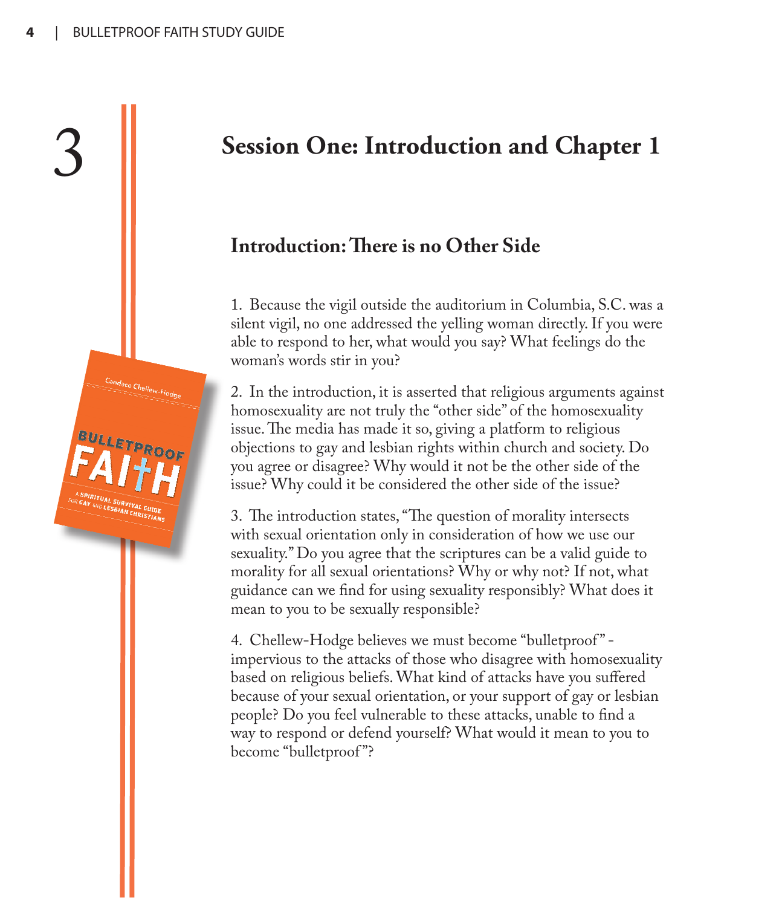# 3

## Session One: Introduction and Chapter 1

### Introduction: There is no Other Side

1. Because the vigil outside the auditorium in Columbia, S.C. was a silent vigil, no one addressed the yelling woman directly. If you were able to respond to her, what would you say? What feelings do the woman's words stir in you?

2. In the introduction, it is asserted that religious arguments against homosexuality are not truly the "other side" of the homosexuality issue. The media has made it so, giving a platform to religious objections to gay and lesbian rights within church and society. Do you agree or disagree? Why would it not be the other side of the issue? Why could it be considered the other side of the issue?

3. The introduction states, "The question of morality intersects with sexual orientation only in consideration of how we use our sexuality." Do you agree that the scriptures can be a valid guide to morality for all sexual orientations? Why or why not? If not, what guidance can we find for using sexuality responsibly? What does it mean to you to be sexually responsible?

4. Chellew-Hodge believes we must become "bulletproof" - impervious to the attacks of those who disagree with homosexuality based on religious beliefs. What kind of attacks have you suffered because of your sexual orientation, or your support of gay or lesbian people? Do you feel vulnerable to these attacks, unable to find a way to respond or defend yourself? What would it mean to you to become "bulletproof"?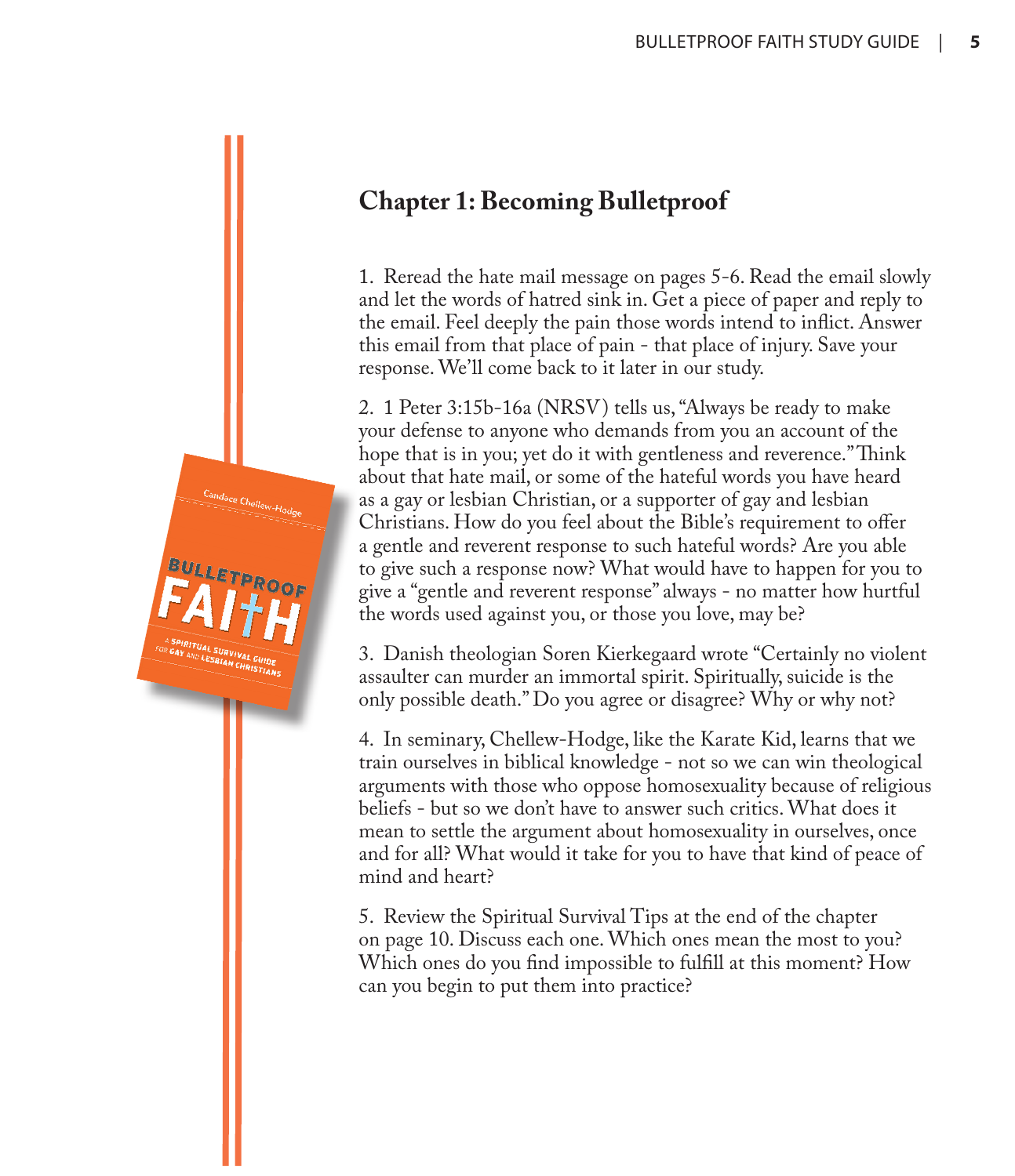## Chapter 1: Becoming Bulletproof

1. Reread the hate mail message on pages 5-6. Read the email slowly and let the words of hatred sink in. Get a piece of paper and reply to the email. Feel deeply the pain those words intend to inflict. Answer this email from that place of pain - that place of injury. Save your response. We'll come back to it later in our study.

2. 1 Peter 3:15b-16a (NRSV) tells us, "Always be ready to make your defense to anyone who demands from you an account of the hope that is in you; yet do it with gentleness and reverence." Think about that hate mail, or some of the hateful words you have heard as a gay or lesbian Christian, or a supporter of gay and lesbian Christians. How do you feel about the Bible's requirement to offer a gentle and reverent response to such hateful words? Are you able to give such a response now? What would have to happen for you to give a "gentle and reverent response" always - no matter how hurtful the words used against you, or those you love, may be?

3. Danish theologian Soren Kierkegaard wrote "Certainly no violent assaulter can murder an immortal spirit. Spiritually, suicide is the only possible death." Do you agree or disagree? Why or why not?

4. In seminary, Chellew-Hodge, like the Karate Kid, learns that we train ourselves in biblical knowledge - not so we can win theological arguments with those who oppose homosexuality because of religious beliefs - but so we don't have to answer such critics. What does it mean to settle the argument about homosexuality in ourselves, once and for all? What would it take for you to have that kind of peace of mind and heart?

5. Review the Spiritual Survival Tips at the end of the chapter on page 10. Discuss each one. Which ones mean the most to you? Which ones do you find impossible to fulfill at this moment? How can you begin to put them into practice?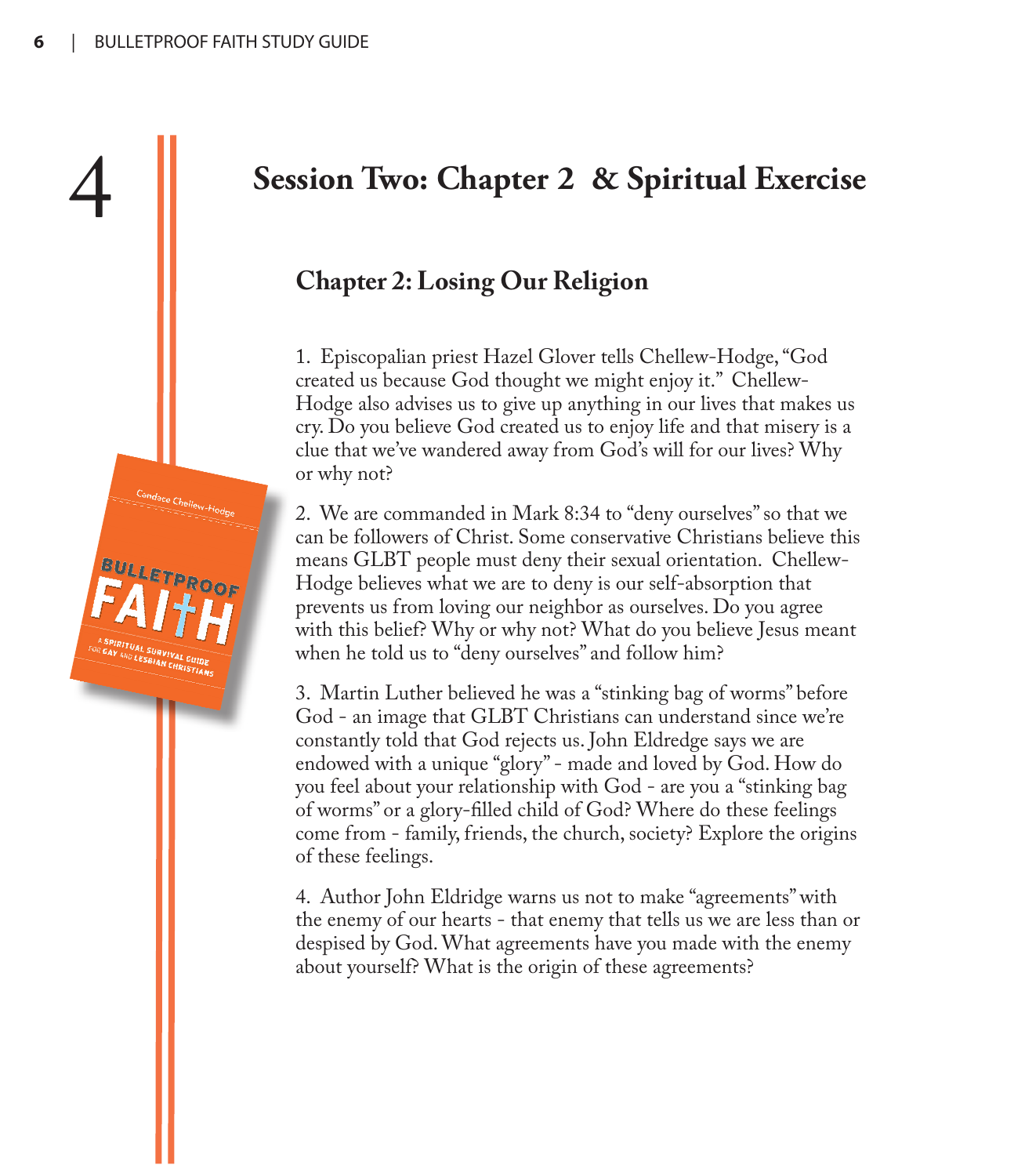4

# Session Two: Chapter 2 & Spiritual Exercise

## Chapter 2: Losing Our Religion

1. Episcopalian priest Hazel Glover tells Chellew-Hodge, "God created us because God thought we might enjoy it." Chellew-Hodge also advises us to give up anything in our lives that makes us cry. Do you believe God created us to enjoy life and that misery is a clue that we've wandered away from God's will for our lives? Why or why not?

2. We are commanded in Mark 8:34 to "deny ourselves" so that we can be followers of Christ. Some conservative Christians believe this means GLBT people must deny their sexual orientation. Chellew-Hodge believes what we are to deny is our self-absorption that prevents us from loving our neighbor as ourselves. Do you agree with this belief? Why or why not? What do you believe Jesus meant when he told us to "deny ourselves" and follow him?

3. Martin Luther believed he was a "stinking bag of worms" before God - an image that GLBT Christians can understand since we're constantly told that God rejects us. John Eldredge says we are endowed with a unique "glory" - made and loved by God. How do you feel about your relationship with God - are you a "stinking bag of worms" or a glory-filled child of God? Where do these feelings come from - family, friends, the church, society? Explore the origins of these feelings.

4. Author John Eldridge warns us not to make "agreements" with the enemy of our hearts - that enemy that tells us we are less than or despised by God. What agreements have you made with the enemy about yourself? What is the origin of these agreements?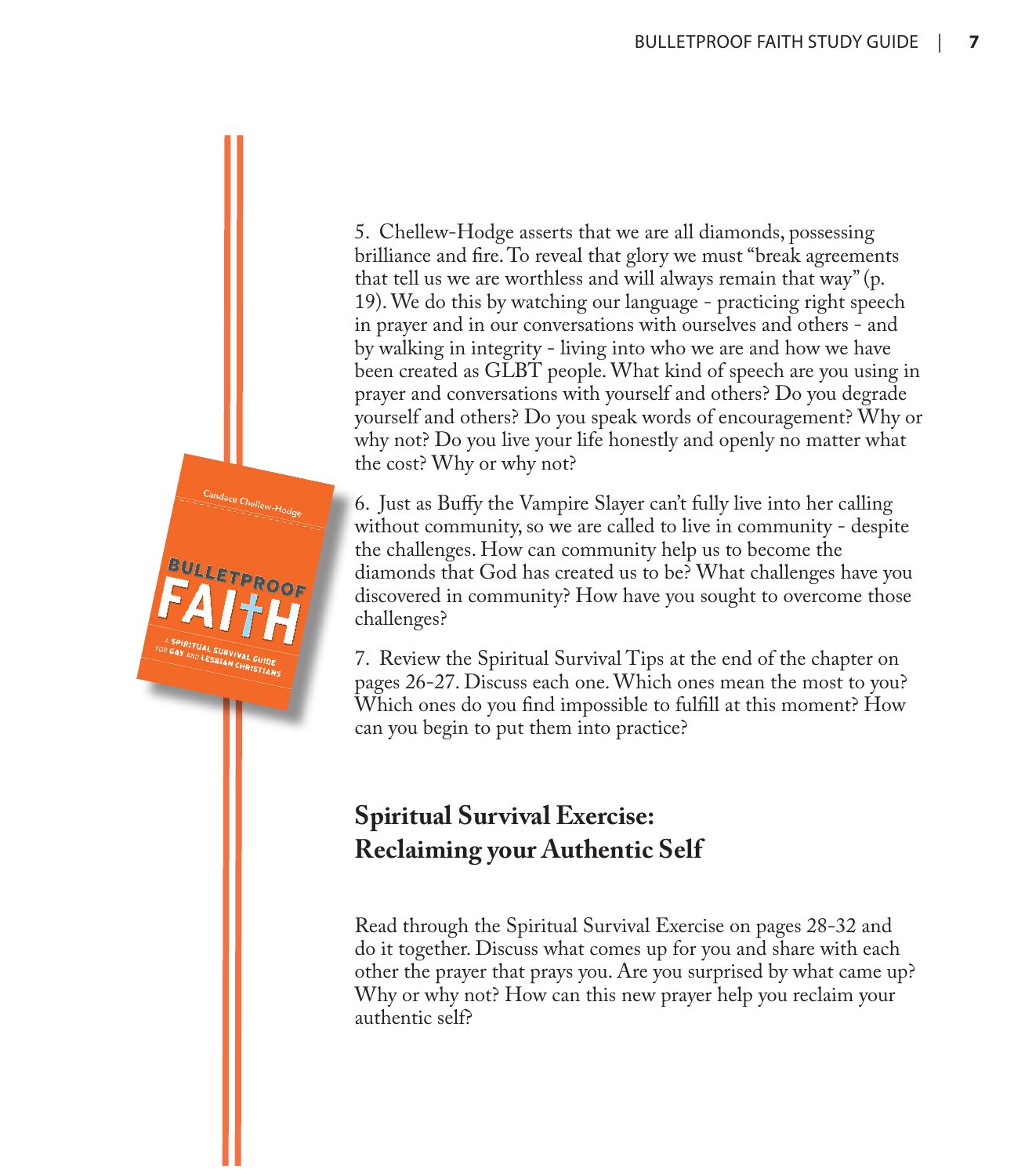5. Chellew-Hodge asserts that we are all diamonds, possessing brilliance and fire. To reveal that glory we must "break agreements that tell us we are worthless and will always remain that way" (p. 19). We do this by watching our language - practicing right speech in prayer and in our conversations with ourselves and others - and by walking in integrity - living into who we are and how we have been created as GLBT people. What kind of speech are you using in prayer and conversations with yourself and others? Do you degrade yourself and others? Do you speak words of encouragement? Why or why not? Do you live your life honestly and openly no matter what the cost? Why or why not?

6. Just as Buffy the Vampire Slayer can't fully live into her calling without community, so we are called to live in community - despite the challenges. How can community help us to become the diamonds that God has created us to be? What challenges have you discovered in community? How have you sought to overcome those challenges?

7. Review the Spiritual Survival Tips at the end of the chapter on pages 26-27. Discuss each one. Which ones mean the most to you? Which ones do you find impossible to fulfill at this moment? How can you begin to put them into practice?

## Spiritual Survival Exercise: Reclaiming your Authentic Self

Read through the Spiritual Survival Exercise on pages 28-32 and do it together. Discuss what comes up for you and share with each other the prayer that prays you. Are you surprised by what came up? Why or why not? How can this new prayer help you reclaim your authentic self?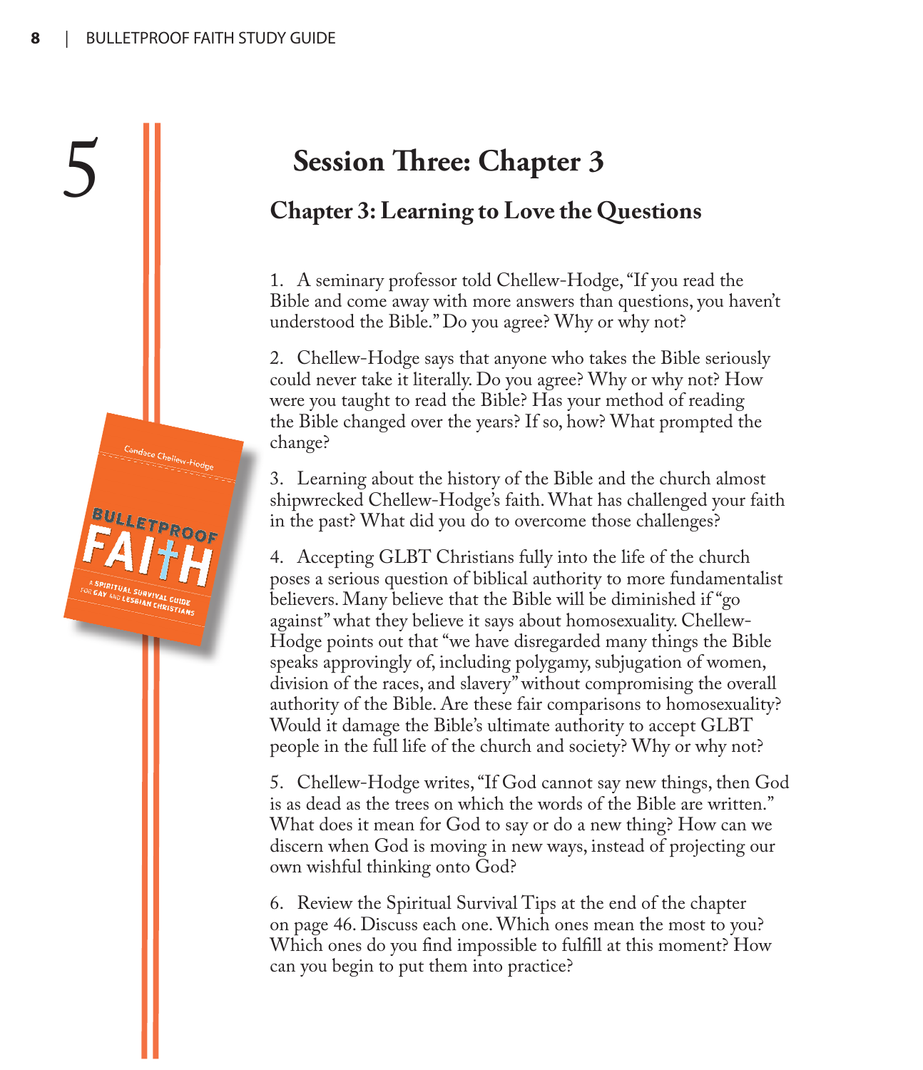# Session Three: Chapter 3

## Chapter 3: Learning to Love the Questions

1. A seminary professor told Chellew-Hodge, "If you read the Bible and come away with more answers than questions, you haven't understood the Bible." Do you agree? Why or why not?

2. Chellew-Hodge says that anyone who takes the Bible seriously could never take it literally. Do you agree? Why or why not? How were you taught to read the Bible? Has your method of reading the Bible changed over the years? If so, how? What prompted the change?

3. Learning about the history of the Bible and the church almost shipwrecked Chellew-Hodge's faith. What has challenged your faith in the past? What did you do to overcome those challenges?

4. Accepting GLBT Christians fully into the life of the church poses a serious question of biblical authority to more fundamentalist believers. Many believe that the Bible will be diminished if "go against" what they believe it says about homosexuality. Chellew-Hodge points out that "we have disregarded many things the Bible speaks approvingly of, including polygamy, subjugation of women, division of the races, and slavery" without compromising the overall authority of the Bible. Are these fair comparisons to homosexuality? Would it damage the Bible's ultimate authority to accept GLBT people in the full life of the church and society? Why or why not?

5. Chellew-Hodge writes, "If God cannot say new things, then God is as dead as the trees on which the words of the Bible are written." What does it mean for God to say or do a new thing? How can we discern when God is moving in new ways, instead of projecting our own wishful thinking onto God?

6. Review the Spiritual Survival Tips at the end of the chapter on page 46. Discuss each one. Which ones mean the most to you? Which ones do you find impossible to fulfill at this moment? How can you begin to put them into practice?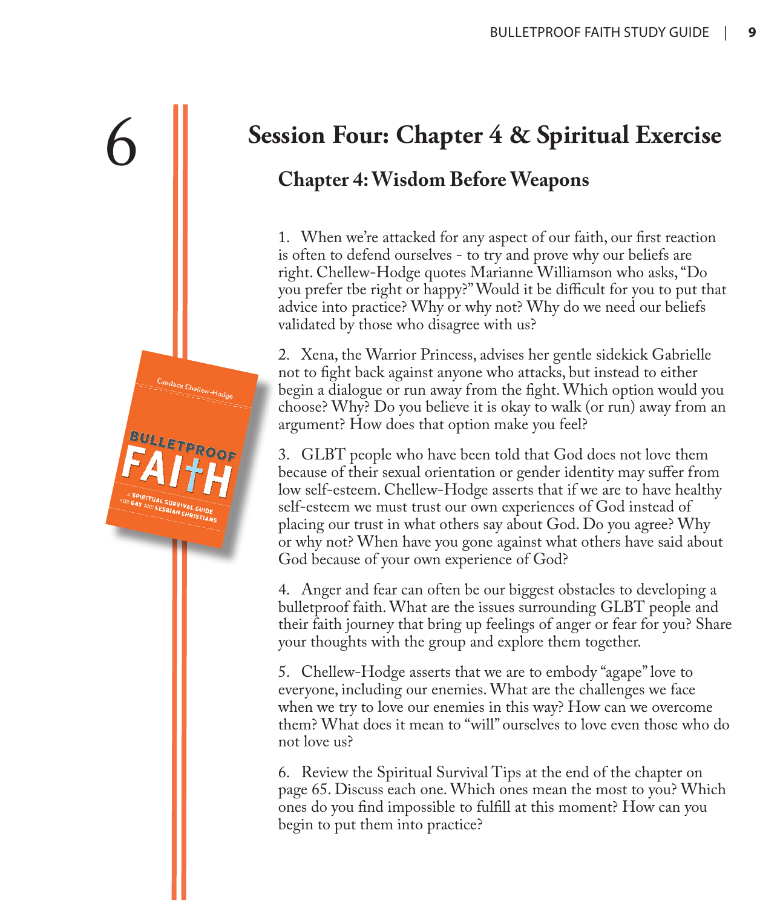6

# Session Four: Chapter 4 & Spiritual Exercise

## Chapter 4: Wisdom Before Weapons

1. When we're attacked for any aspect of our faith, our first reaction is often to defend ourselves - to try and prove why our beliefs are right. Chellew-Hodge quotes Marianne Williamson who asks, "Do you prefer tbe right or happy?" Would it be difficult for you to put that advice into practice? Why or why not? Why do we need our beliefs validated by those who disagree with us?

2. Xena, the Warrior Princess, advises her gentle sidekick Gabrielle not to fight back against anyone who attacks, but instead to either begin a dialogue or run away from the fight. Which option would you choose? Why? Do you believe it is okay to walk (or run) away from an argument? How does that option make you feel?

3. GLBT people who have been told that God does not love them because of their sexual orientation or gender identity may suffer from low self-esteem. Chellew-Hodge asserts that if we are to have healthy self-esteem we must trust our own experiences of God instead of placing our trust in what others say about God. Do you agree? Why or why not? When have you gone against what others have said about God because of your own experience of God?

4. Anger and fear can often be our biggest obstacles to developing a bulletproof faith. What are the issues surrounding GLBT people and their faith journey that bring up feelings of anger or fear for you? Share your thoughts with the group and explore them together.

5. Chellew-Hodge asserts that we are to embody "agape" love to everyone, including our enemies. What are the challenges we face when we try to love our enemies in this way? How can we overcome them? What does it mean to "will" ourselves to love even those who do not love us?

6. Review the Spiritual Survival Tips at the end of the chapter on page 65. Discuss each one. Which ones mean the most to you? Which ones do you find impossible to fulfill at this moment? How can you begin to put them into practice?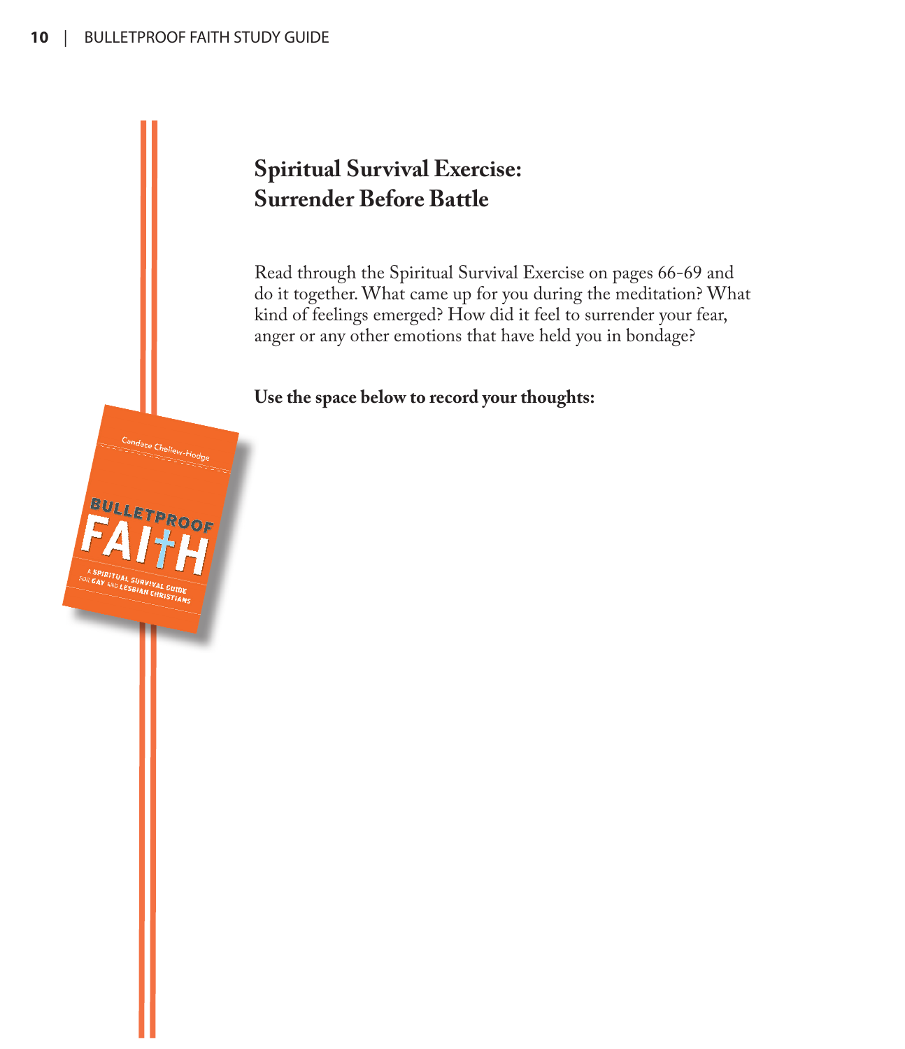## Spiritual Survival Exercise: Surrender Before Battle

Read through the Spiritual Survival Exercise on pages 66-69 and do it together. What came up for you during the meditation? What kind of feelings emerged? How did it feel to surrender your fear, anger or any other emotions that have held you in bondage?

**Use the space below to record your thoughts:**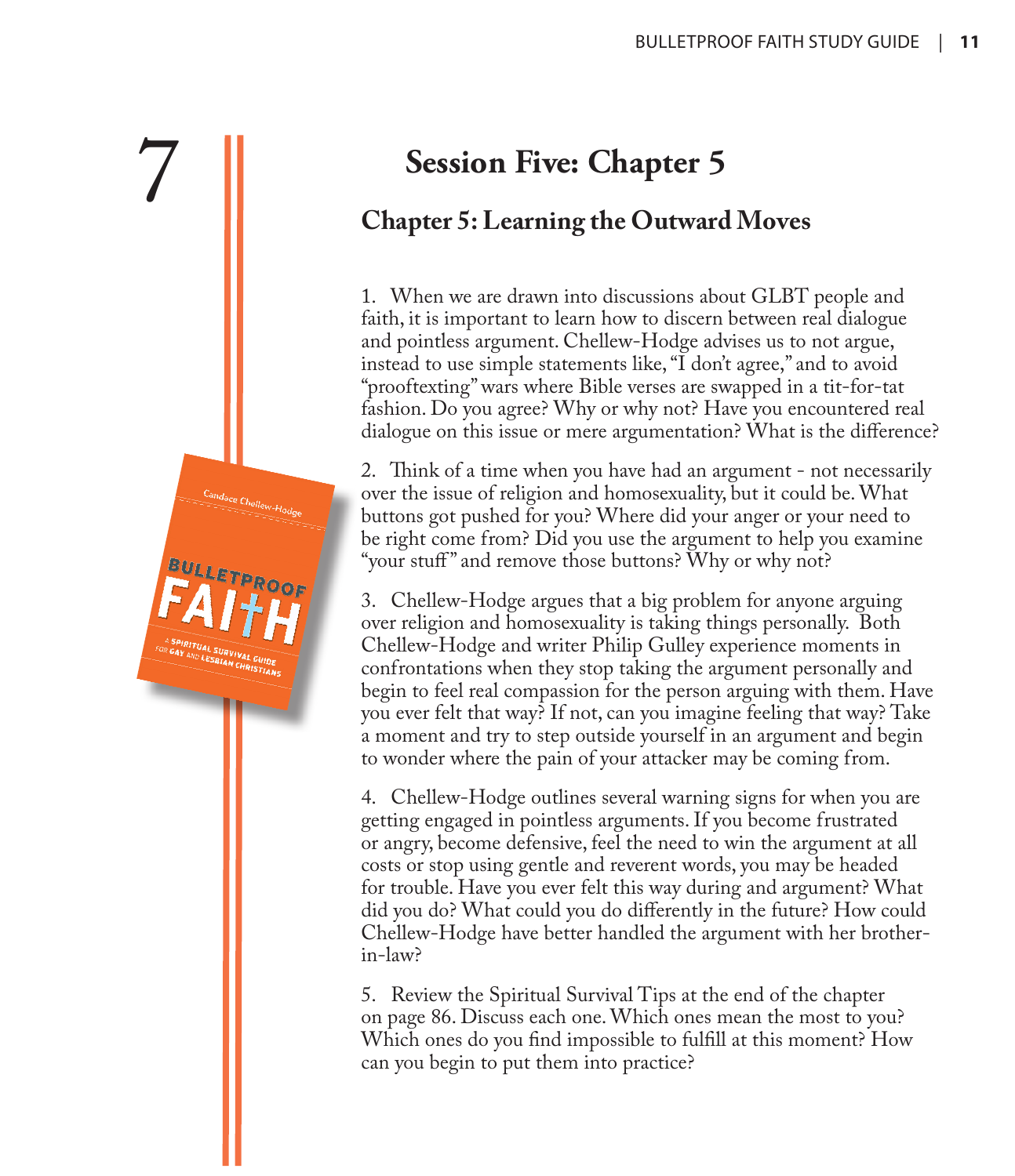7

# Session Five: Chapter 5

## Chapter 5: Learning the Outward Moves

1. When we are drawn into discussions about GLBT people and faith, it is important to learn how to discern between real dialogue and pointless argument. Chellew-Hodge advises us to not argue, instead to use simple statements like, "I don't agree," and to avoid "prooftexting" wars where Bible verses are swapped in a tit-for-tat fashion. Do you agree? Why or why not? Have you encountered real dialogue on this issue or mere argumentation? What is the difference?

2. Think of a time when you have had an argument - not necessarily over the issue of religion and homosexuality, but it could be. What buttons got pushed for you? Where did your anger or your need to be right come from? Did you use the argument to help you examine "your stuff" and remove those buttons? Why or why not?

3. Chellew-Hodge argues that a big problem for anyone arguing over religion and homosexuality is taking things personally. Both Chellew-Hodge and writer Philip Gulley experience moments in confrontations when they stop taking the argument personally and begin to feel real compassion for the person arguing with them. Have you ever felt that way? If not, can you imagine feeling that way? Take a moment and try to step outside yourself in an argument and begin to wonder where the pain of your attacker may be coming from.

4. Chellew-Hodge outlines several warning signs for when you are getting engaged in pointless arguments. If you become frustrated or angry, become defensive, feel the need to win the argument at all costs or stop using gentle and reverent words, you may be headed for trouble. Have you ever felt this way during and argument? What did you do? What could you do differently in the future? How could Chellew-Hodge have better handled the argument with her brother-in-law?

5. Review the Spiritual Survival Tips at the end of the chapter on page 86. Discuss each one. Which ones mean the most to you? Which ones do you find impossible to fulfill at this moment? How can you begin to put them into practice?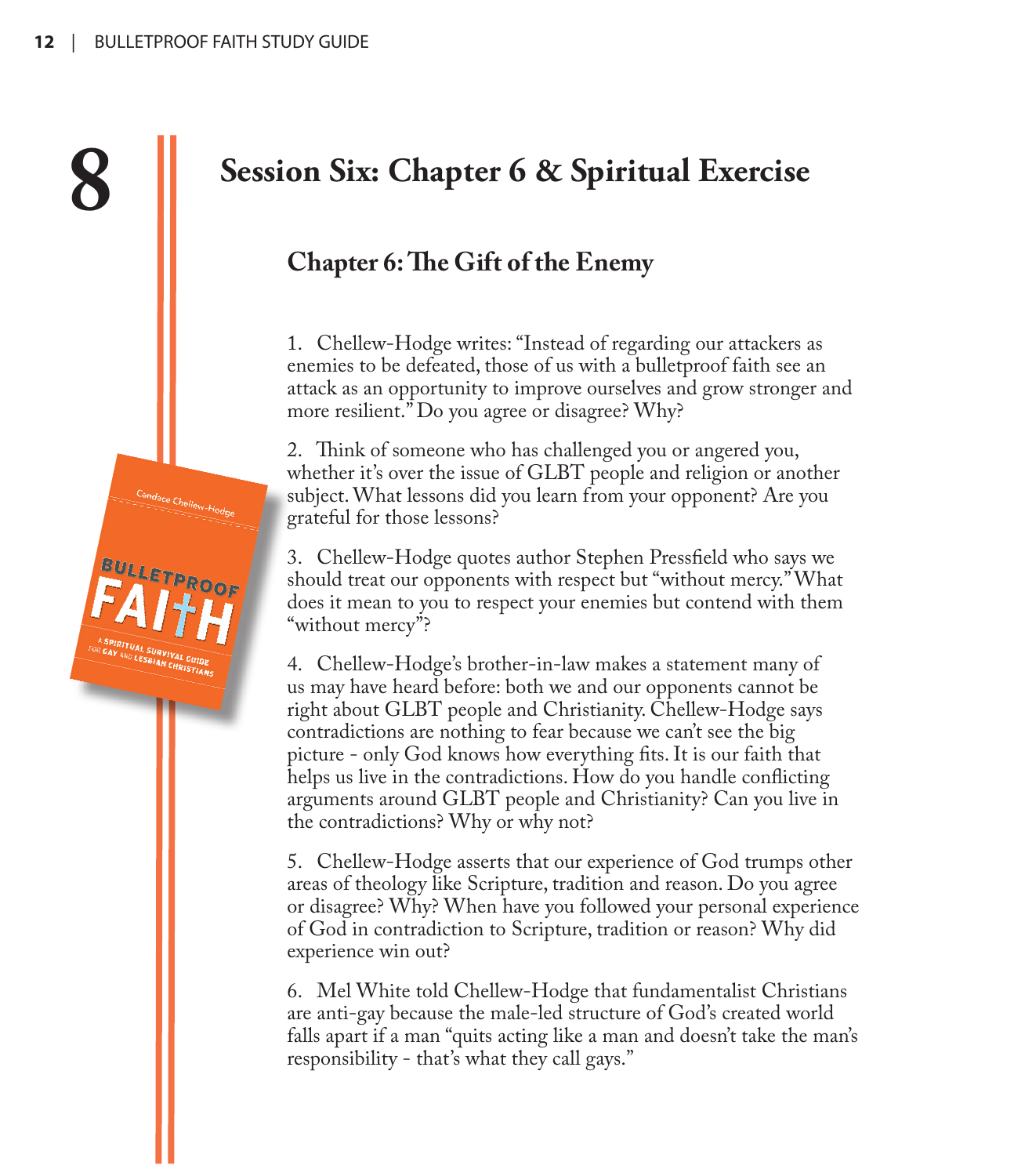# 8

## Session Six: Chapter 6 & Spiritual Exercise

### Chapter 6: The Gift of the Enemy

1. Chellew-Hodge writes: "Instead of regarding our attackers as enemies to be defeated, those of us with a bulletproof faith see an attack as an opportunity to improve ourselves and grow stronger and more resilient." Do you agree or disagree? Why?

2. Think of someone who has challenged you or angered you, whether it's over the issue of GLBT people and religion or another subject. What lessons did you learn from your opponent? Are you grateful for those lessons?

3. Chellew-Hodge quotes author Stephen Pressfield who says we should treat our opponents with respect but "without mercy." What does it mean to you to respect your enemies but contend with them "without mercy"?

4. Chellew-Hodge's brother-in-law makes a statement many of us may have heard before: both we and our opponents cannot be right about GLBT people and Christianity. Chellew-Hodge says contradictions are nothing to fear because we can't see the big picture - only God knows how everything fits. It is our faith that helps us live in the contradictions. How do you handle conflicting arguments around GLBT people and Christianity? Can you live in the contradictions? Why or why not?

5. Chellew-Hodge asserts that our experience of God trumps other areas of theology like Scripture, tradition and reason. Do you agree or disagree? Why? When have you followed your personal experience of God in contradiction to Scripture, tradition or reason? Why did experience win out?

6. Mel White told Chellew-Hodge that fundamentalist Christians are anti-gay because the male-led structure of God's created world falls apart if a man "quits acting like a man and doesn't take the man's responsibility - that's what they call gays."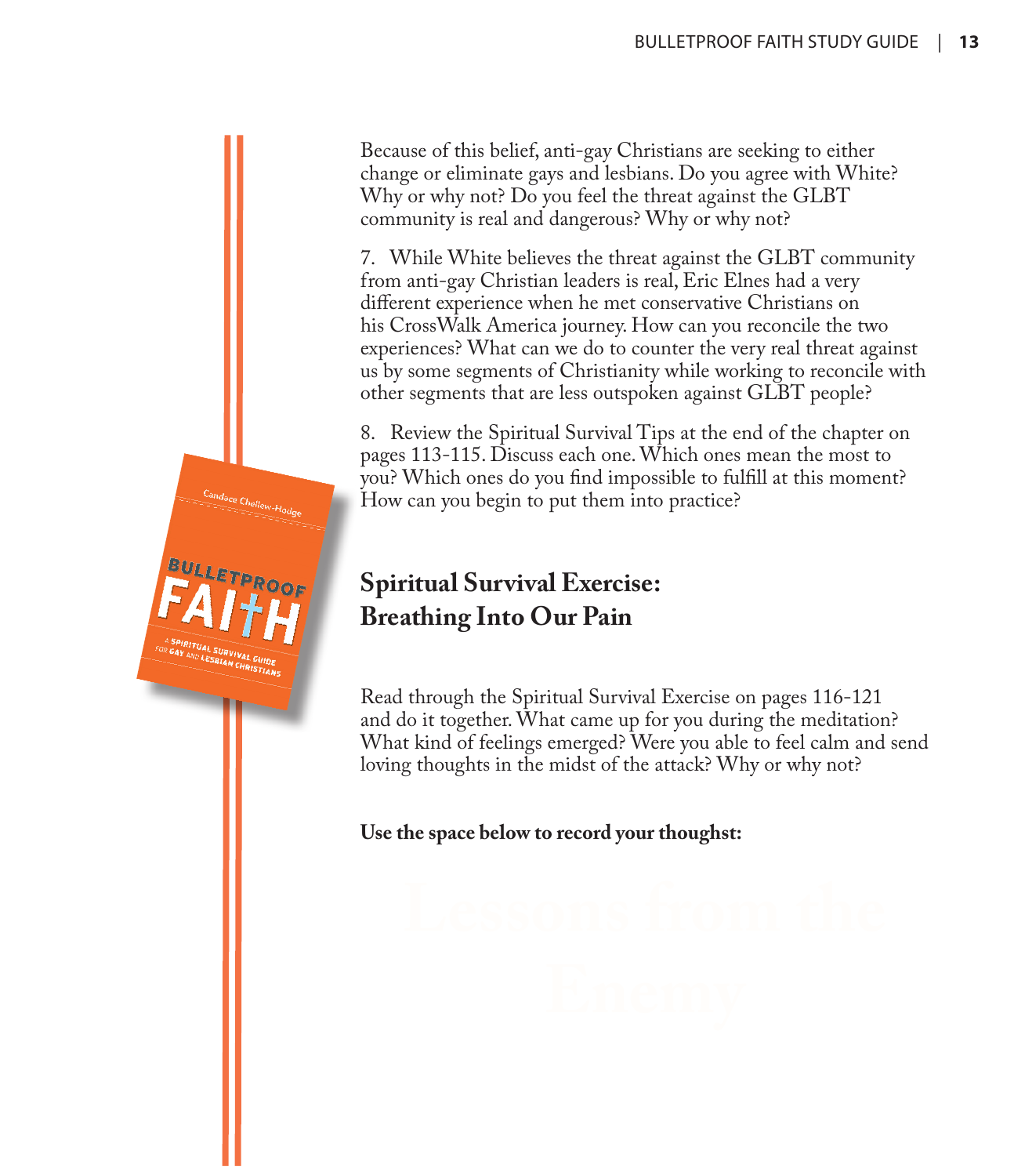Because of this belief, anti-gay Christians are seeking to either change or eliminate gays and lesbians. Do you agree with White? Why or why not? Do you feel the threat against the GLBT community is real and dangerous? Why or why not?

7. While White believes the threat against the GLBT community from anti-gay Christian leaders is real, Eric Elnes had a very different experience when he met conservative Christians on his CrossWalk America journey. How can you reconcile the two experiences? What can we do to counter the very real threat against us by some segments of Christianity while working to reconcile with other segments that are less outspoken against GLBT people?

8. Review the Spiritual Survival Tips at the end of the chapter on pages 113-115. Discuss each one. Which ones mean the most to you? Which ones do you find impossible to fulfill at this moment? How can you begin to put them into practice?

## Spiritual Survival Exercise: Breathing Into Our Pain

Read through the Spiritual Survival Exercise on pages 116-121 and do it together. What came up for you during the meditation? What kind of feelings emerged? Were you able to feel calm and send loving thoughts in the midst of the attack? Why or why not?

**Use the space below to record your thoughst:**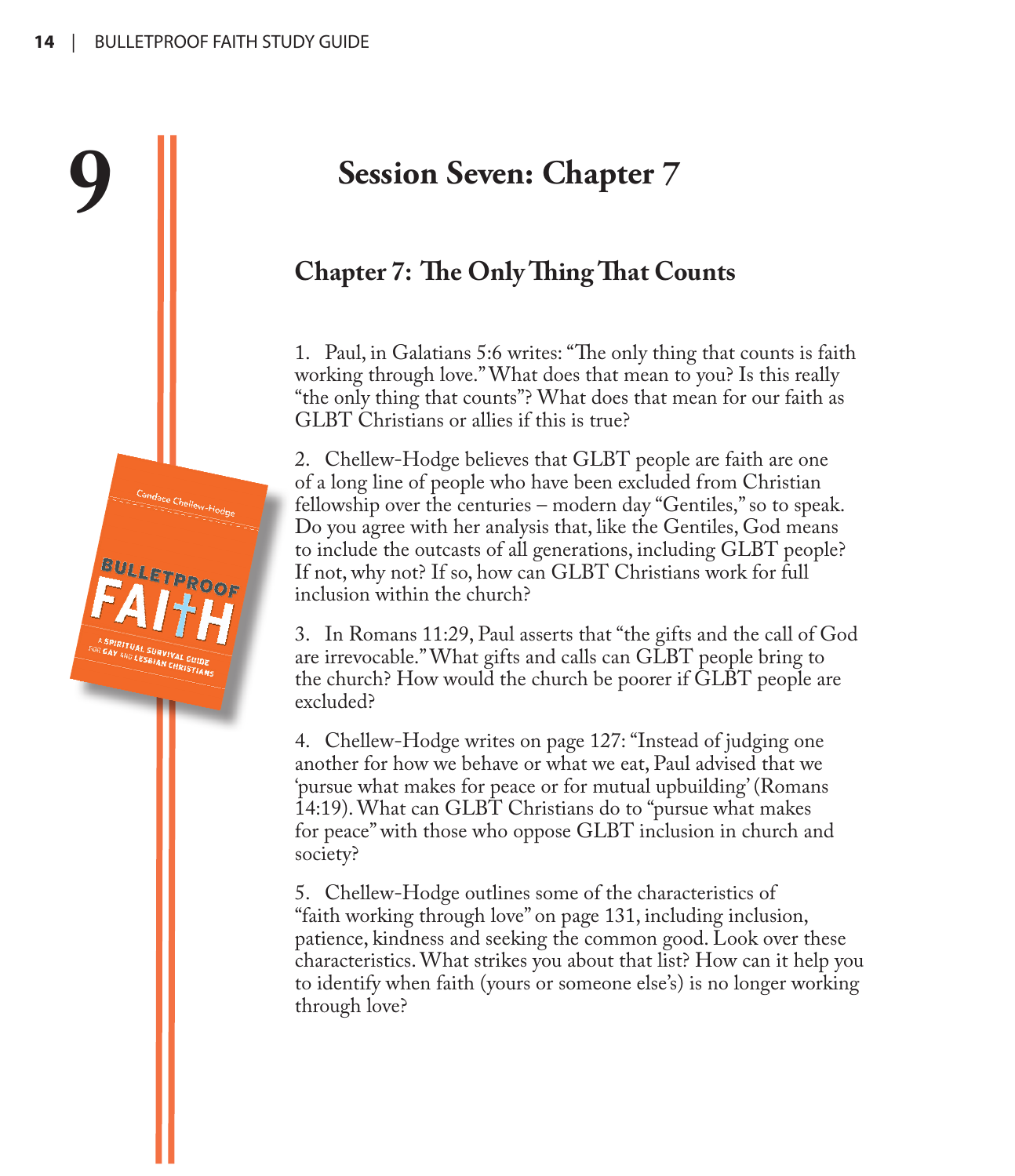# 9

## Session Seven: Chapter 7

### Chapter 7: The Only Thing That Counts

1. Paul, in Galatians 5:6 writes: "The only thing that counts is faith working through love." What does that mean to you? Is this really "the only thing that counts"? What does that mean for our faith as GLBT Christians or allies if this is true?

2. Chellew-Hodge believes that GLBT people are faith are one of a long line of people who have been excluded from Christian fellowship over the centuries – modern day "Gentiles," so to speak. Do you agree with her analysis that, like the Gentiles, God means to include the outcasts of all generations, including GLBT people? If not, why not? If so, how can GLBT Christians work for full inclusion within the church?

3. In Romans 11:29, Paul asserts that "the gifts and the call of God are irrevocable." What gifts and calls can GLBT people bring to the church? How would the church be poorer if GLBT people are excluded?

4. Chellew-Hodge writes on page 127: "Instead of judging one another for how we behave or what we eat, Paul advised that we 'pursue what makes for peace or for mutual upbuilding' (Romans 14:19). What can GLBT Christians do to "pursue what makes for peace" with those who oppose GLBT inclusion in church and society?

5. Chellew-Hodge outlines some of the characteristics of "faith working through love" on page 131, including inclusion, patience, kindness and seeking the common good. Look over these characteristics. What strikes you about that list? How can it help you to identify when faith (yours or someone else's) is no longer working through love?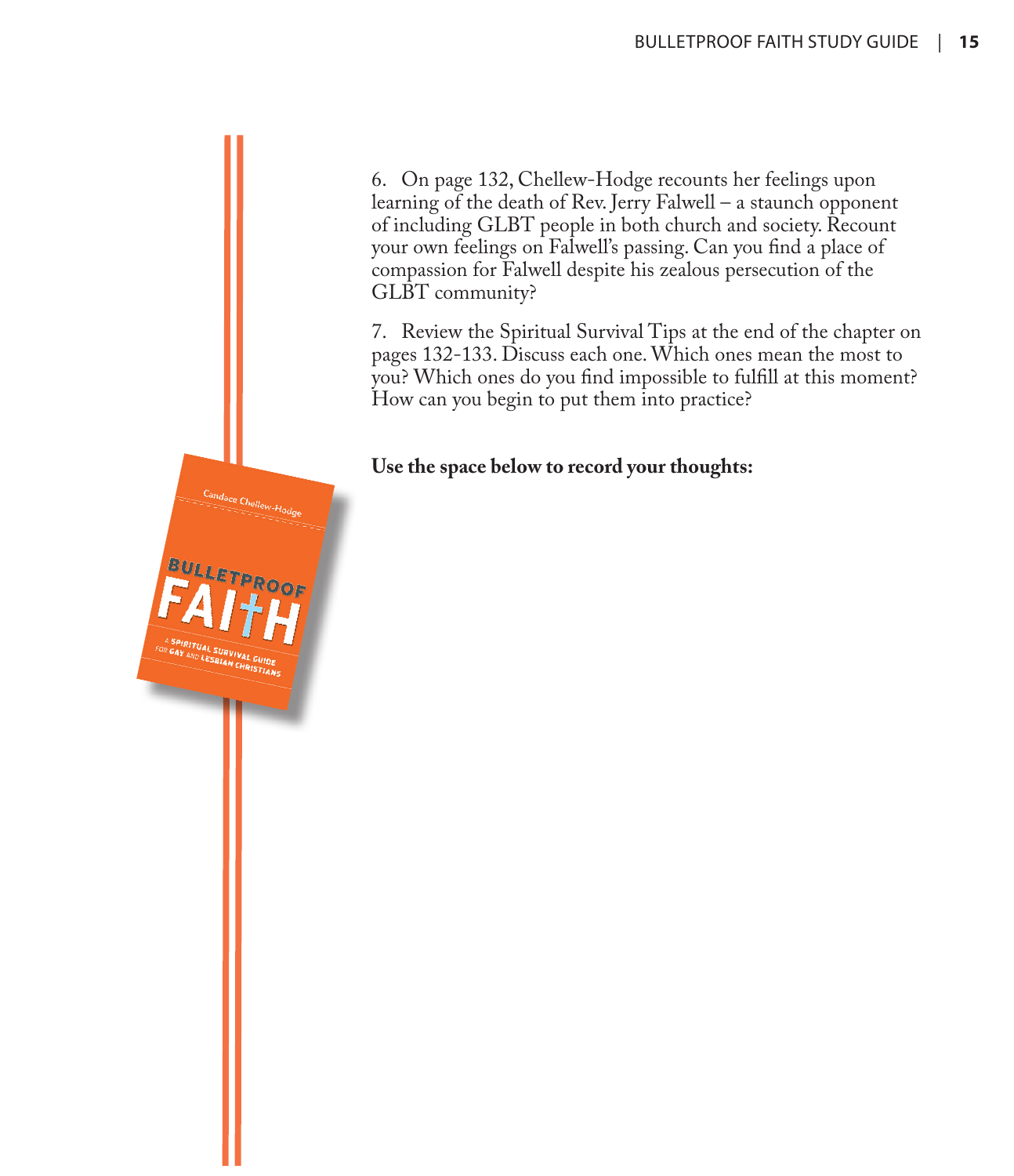6. On page 132, Chellew-Hodge recounts her feelings upon learning of the death of Rev. Jerry Falwell – a staunch opponent of including GLBT people in both church and society. Recount your own feelings on Falwell's passing. Can you find a place of compassion for Falwell despite his zealous persecution of the GLBT community?

7. Review the Spiritual Survival Tips at the end of the chapter on pages 132-133. Discuss each one. Which ones mean the most to you? Which ones do you find impossible to fulfill at this moment? How can you begin to put them into practice?

**Use the space below to record your thoughts:**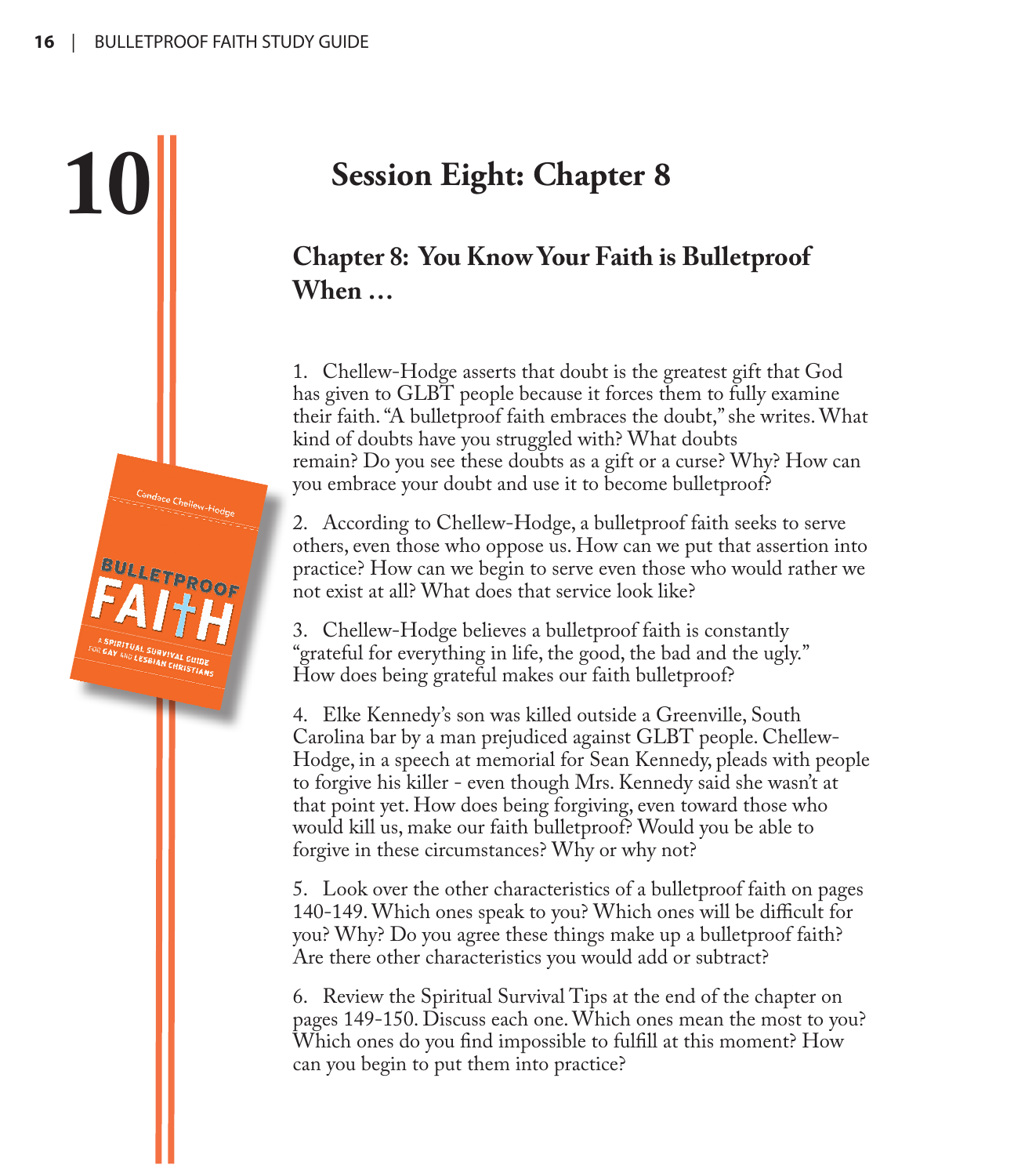10

# Session Eight: Chapter 8

## Chapter 8: You Know Your Faith is Bulletproof When …

1. Chellew-Hodge asserts that doubt is the greatest gift that God has given to GLBT people because it forces them to fully examine their faith. "A bulletproof faith embraces the doubt," she writes. What kind of doubts have you struggled with? What doubts remain? Do you see these doubts as a gift or a curse? Why? How can you embrace your doubt and use it to become bulletproof?

2. According to Chellew-Hodge, a bulletproof faith seeks to serve others, even those who oppose us. How can we put that assertion into practice? How can we begin to serve even those who would rather we not exist at all? What does that service look like?

3. Chellew-Hodge believes a bulletproof faith is constantly "grateful for everything in life, the good, the bad and the ugly." How does being grateful makes our faith bulletproof?

4. Elke Kennedy's son was killed outside a Greenville, South Carolina bar by a man prejudiced against GLBT people. Chellew-Hodge, in a speech at memorial for Sean Kennedy, pleads with people to forgive his killer - even though Mrs. Kennedy said she wasn't at that point yet. How does being forgiving, even toward those who would kill us, make our faith bulletproof? Would you be able to forgive in these circumstances? Why or why not?

5. Look over the other characteristics of a bulletproof faith on pages 140-149. Which ones speak to you? Which ones will be difficult for you? Why? Do you agree these things make up a bulletproof faith? Are there other characteristics you would add or subtract?

6. Review the Spiritual Survival Tips at the end of the chapter on pages 149-150. Discuss each one. Which ones mean the most to you? Which ones do you find impossible to fulfill at this moment? How can you begin to put them into practice?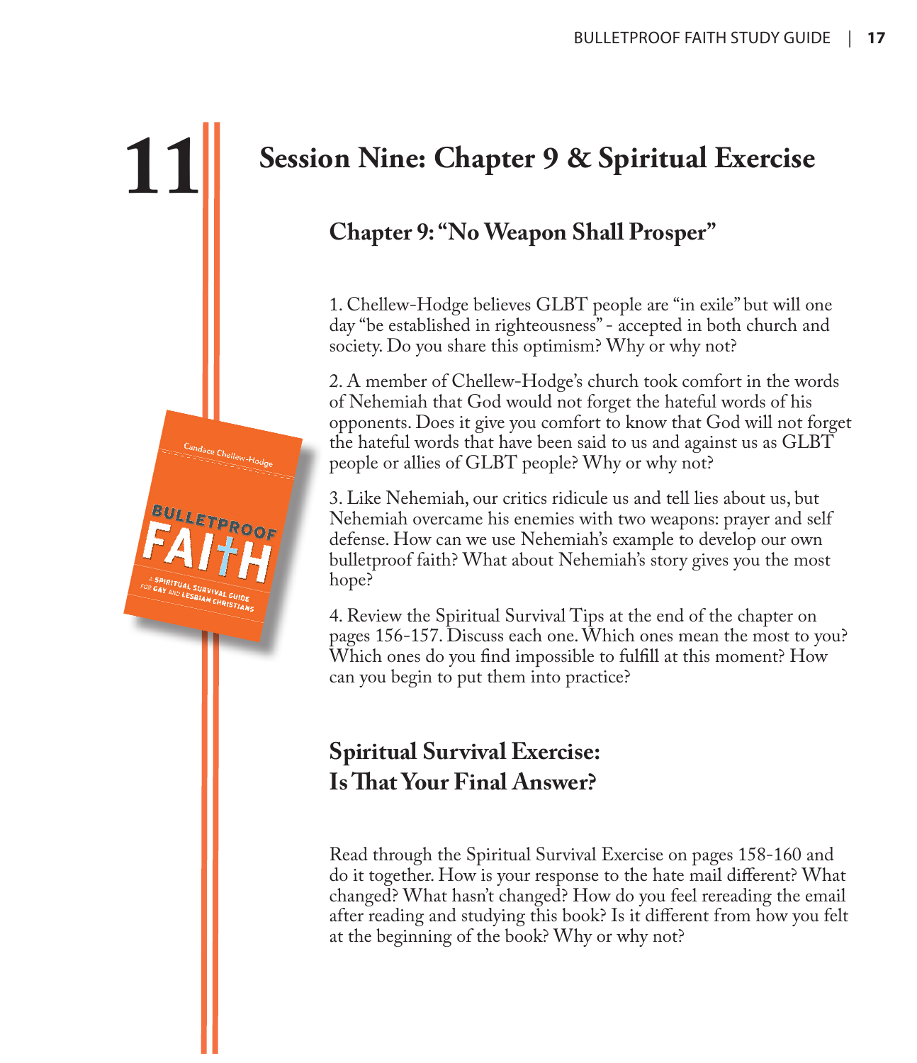# 11 Session Nine: Chapter 9 & Spiritual Exercise

## Chapter 9: "No Weapon Shall Prosper"

1. Chellew-Hodge believes GLBT people are "in exile" but will one day "be established in righteousness" - accepted in both church and society. Do you share this optimism? Why or why not?

2. A member of Chellew-Hodge's church took comfort in the words of Nehemiah that God would not forget the hateful words of his opponents. Does it give you comfort to know that God will not forget the hateful words that have been said to us and against us as GLBT people or allies of GLBT people? Why or why not?

3. Like Nehemiah, our critics ridicule us and tell lies about us, but Nehemiah overcame his enemies with two weapons: prayer and self defense. How can we use Nehemiah's example to develop our own bulletproof faith? What about Nehemiah's story gives you the most hope?

4. Review the Spiritual Survival Tips at the end of the chapter on pages 156-157. Discuss each one. Which ones mean the most to you? Which ones do you find impossible to fulfill at this moment? How can you begin to put them into practice?

## Spiritual Survival Exercise: Is That Your Final Answer?

Read through the Spiritual Survival Exercise on pages 158-160 and do it together. How is your response to the hate mail different? What changed? What hasn't changed? How do you feel rereading the email after reading and studying this book? Is it different from how you felt at the beginning of the book? Why or why not?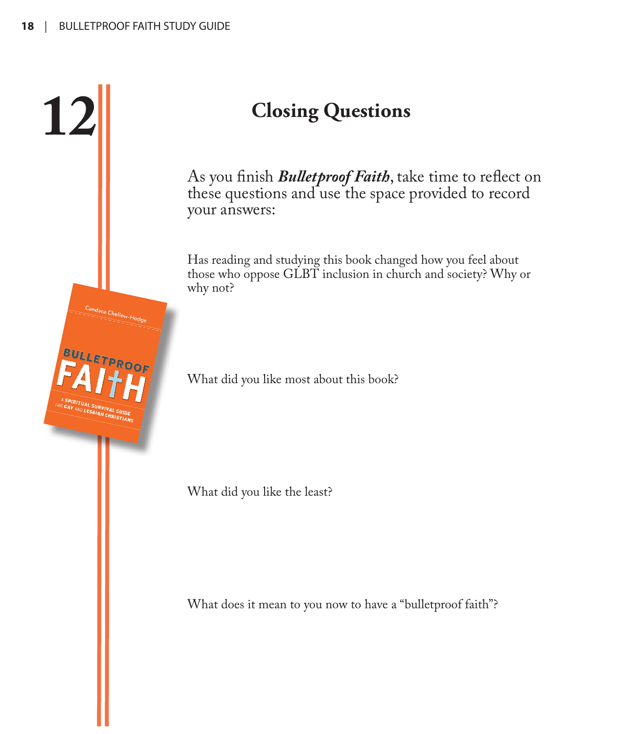# 12 Closing Questions

As you finish ***Bulletproof Faith***, take time to reflect on these questions and use the space provided to record your answers:

Has reading and studying this book changed how you feel about those who oppose GLBT inclusion in church and society? Why or why not?

What did you like most about this book?

What did you like the least?

What does it mean to you now to have a "bulletproof faith"?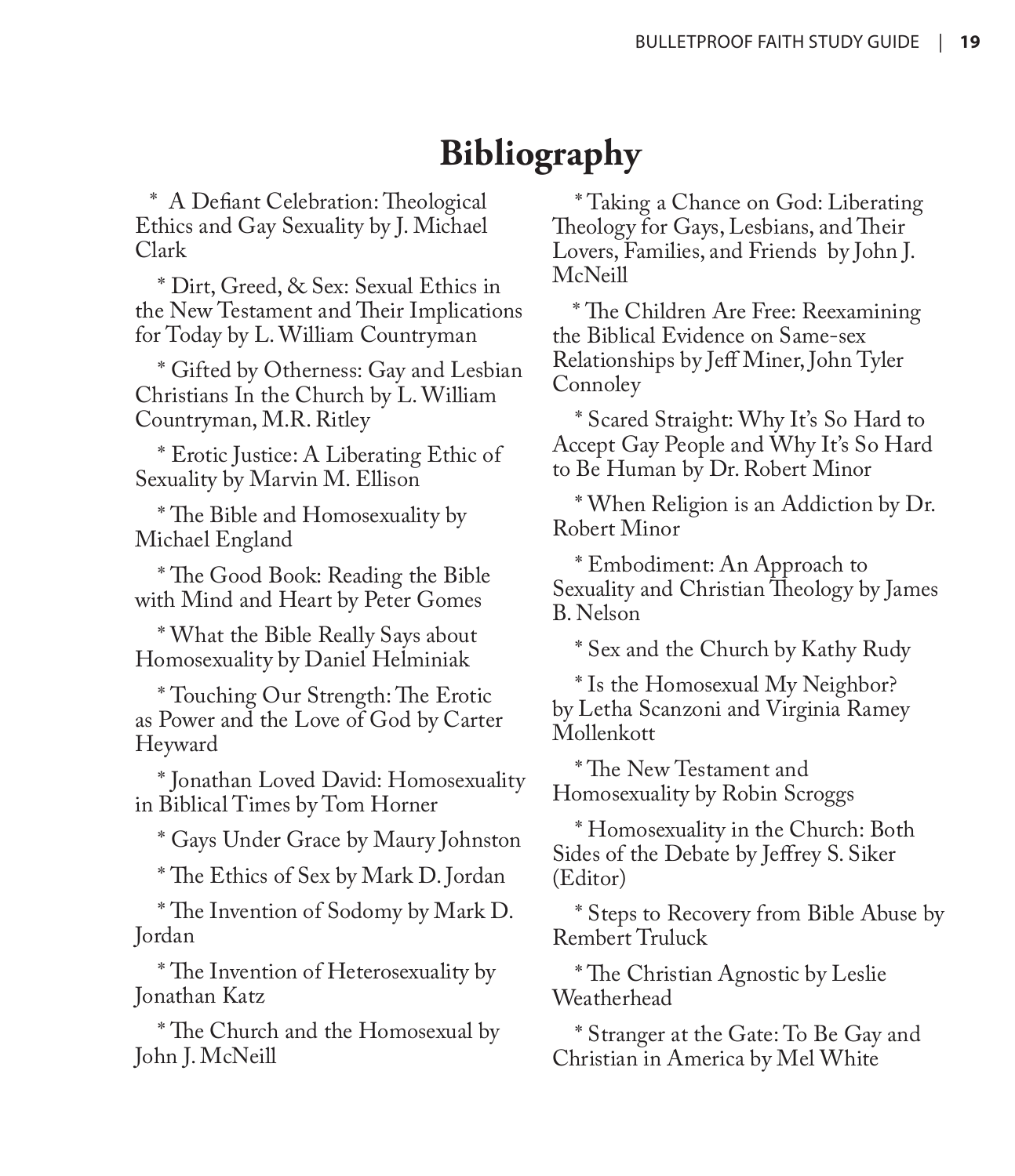# Bibliography

* A Defiant Celebration: Theological Ethics and Gay Sexuality by J. Michael Clark

* Dirt, Greed, & Sex: Sexual Ethics in the New Testament and Their Implications for Today by L. William Countryman

* Gifted by Otherness: Gay and Lesbian Christians In the Church by L. William Countryman, M.R. Ritley

* Erotic Justice: A Liberating Ethic of Sexuality by Marvin M. Ellison

* The Bible and Homosexuality by Michael England

* The Good Book: Reading the Bible with Mind and Heart by Peter Gomes

* What the Bible Really Says about Homosexuality by Daniel Helminiak

* Touching Our Strength: The Erotic as Power and the Love of God by Carter Heyward

* Jonathan Loved David: Homosexuality in Biblical Times by Tom Horner

* Gays Under Grace by Maury Johnston

* The Ethics of Sex by Mark D. Jordan

* The Invention of Sodomy by Mark D. Jordan

* The Invention of Heterosexuality by Jonathan Katz

* The Church and the Homosexual by John J. McNeill

* Taking a Chance on God: Liberating Theology for Gays, Lesbians, and Their Lovers, Families, and Friends by John J. McNeill

* The Children Are Free: Reexamining the Biblical Evidence on Same-sex Relationships by Jeff Miner, John Tyler Connoley

* Scared Straight: Why It's So Hard to Accept Gay People and Why It's So Hard to Be Human by Dr. Robert Minor

* When Religion is an Addiction by Dr. Robert Minor

* Embodiment: An Approach to Sexuality and Christian Theology by James B. Nelson

* Sex and the Church by Kathy Rudy

* Is the Homosexual My Neighbor? by Letha Scanzoni and Virginia Ramey Mollenkott

* The New Testament and Homosexuality by Robin Scroggs

* Homosexuality in the Church: Both Sides of the Debate by Jeffrey S. Siker (Editor)

* Steps to Recovery from Bible Abuse by Rembert Truluck

* The Christian Agnostic by Leslie Weatherhead

* Stranger at the Gate: To Be Gay and Christian in America by Mel White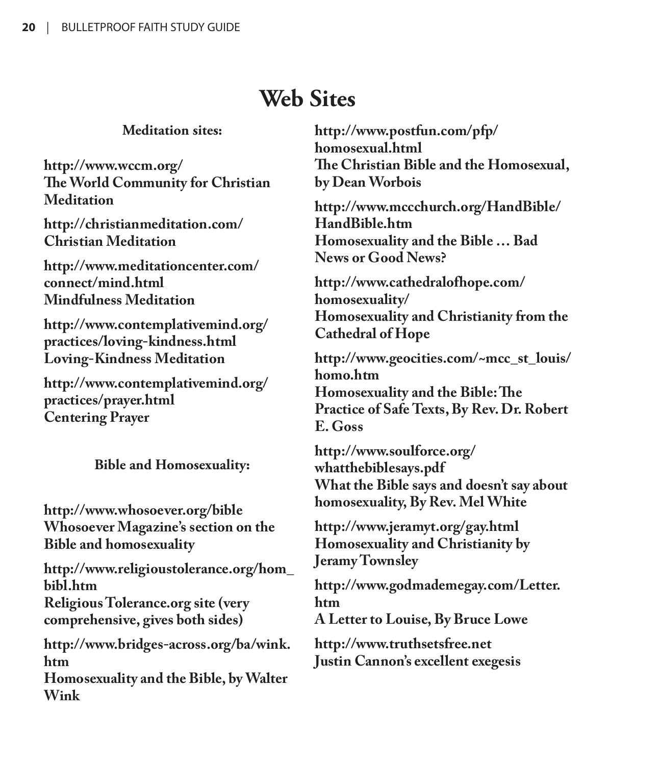# Web Sites

### Meditation sites:

**http://www.wccm.org/**
**The World Community for Christian Meditation**

**http://christianmeditation.com/**
**Christian Meditation**

**http://www.meditationcenter.com/connect/mind.html**
**Mindfulness Meditation**

**http://www.contemplativemind.org/practices/loving-kindness.html**
**Loving-Kindness Meditation**

**http://www.contemplativemind.org/practices/prayer.html**
**Centering Prayer**

### Bible and Homosexuality:

**http://www.whosoever.org/bible**
**Whosoever Magazine's section on the Bible and homosexuality**

**http://www.religioustolerance.org/hom_bibl.htm**
**Religious Tolerance.org site (very comprehensive, gives both sides)**

**http://www.bridges-across.org/ba/wink.htm**
**Homosexuality and the Bible, by Walter Wink**

**http://www.postfun.com/pfp/homosexual.html**
**The Christian Bible and the Homosexual, by Dean Worbois**

**http://www.mccchurch.org/HandBible/HandBible.htm**
**Homosexuality and the Bible … Bad News or Good News?**

**http://www.cathedralofhope.com/homosexuality/**
**Homosexuality and Christianity from the Cathedral of Hope**

**http://www.geocities.com/~mcc_st_louis/homo.htm**
**Homosexuality and the Bible: The Practice of Safe Texts, By Rev. Dr. Robert E. Goss**

**http://www.soulforce.org/whatthebiblesays.pdf**
**What the Bible says and doesn't say about homosexuality, By Rev. Mel White**

**http://www.jeramyt.org/gay.html**
**Homosexuality and Christianity by Jeramy Townsley**

**http://www.godmademegay.com/Letter.htm**
**A Letter to Louise, By Bruce Lowe**

**http://www.truthsetsfree.net**
**Justin Cannon's excellent exegesis**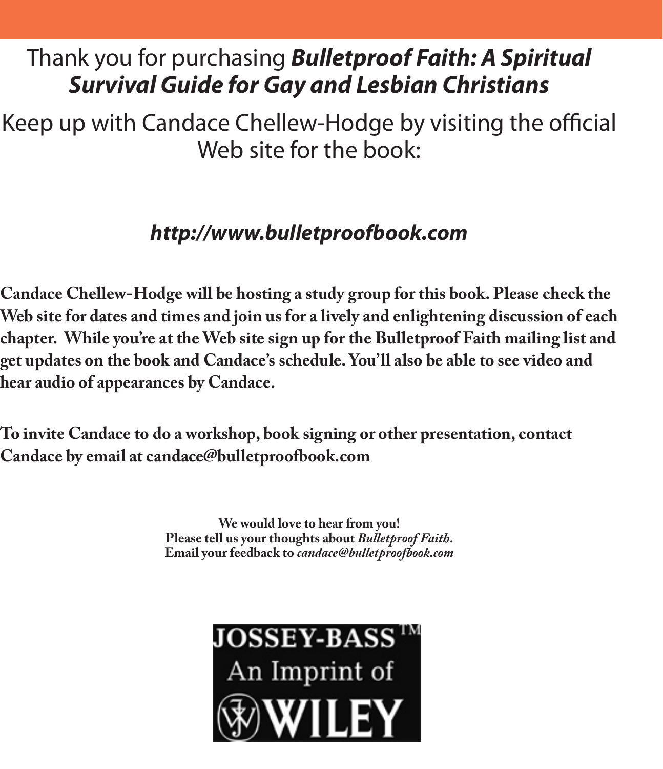Thank you for purchasing ***Bulletproof Faith: A Spiritual Survival Guide for Gay and Lesbian Christians***

Keep up with Candace Chellew-Hodge by visiting the official Web site for the book:

***http://www.bulletproofbook.com***

**Candace Chellew-Hodge will be hosting a study group for this book. Please check the Web site for dates and times and join us for a lively and enlightening discussion of each chapter. While you're at the Web site sign up for the Bulletproof Faith mailing list and get updates on the book and Candace's schedule. You'll also be able to see video and hear audio of appearances by Candace.**

**To invite Candace to do a workshop, book signing or other presentation, contact Candace by email at candace@bulletproofbook.com**

**We would love to hear from you!**
**Please tell us your thoughts about *Bulletproof Faith*.**
**Email your feedback to *candace@bulletproofbook.com***

JOSSEY-BASS™
An Imprint of
WILEY